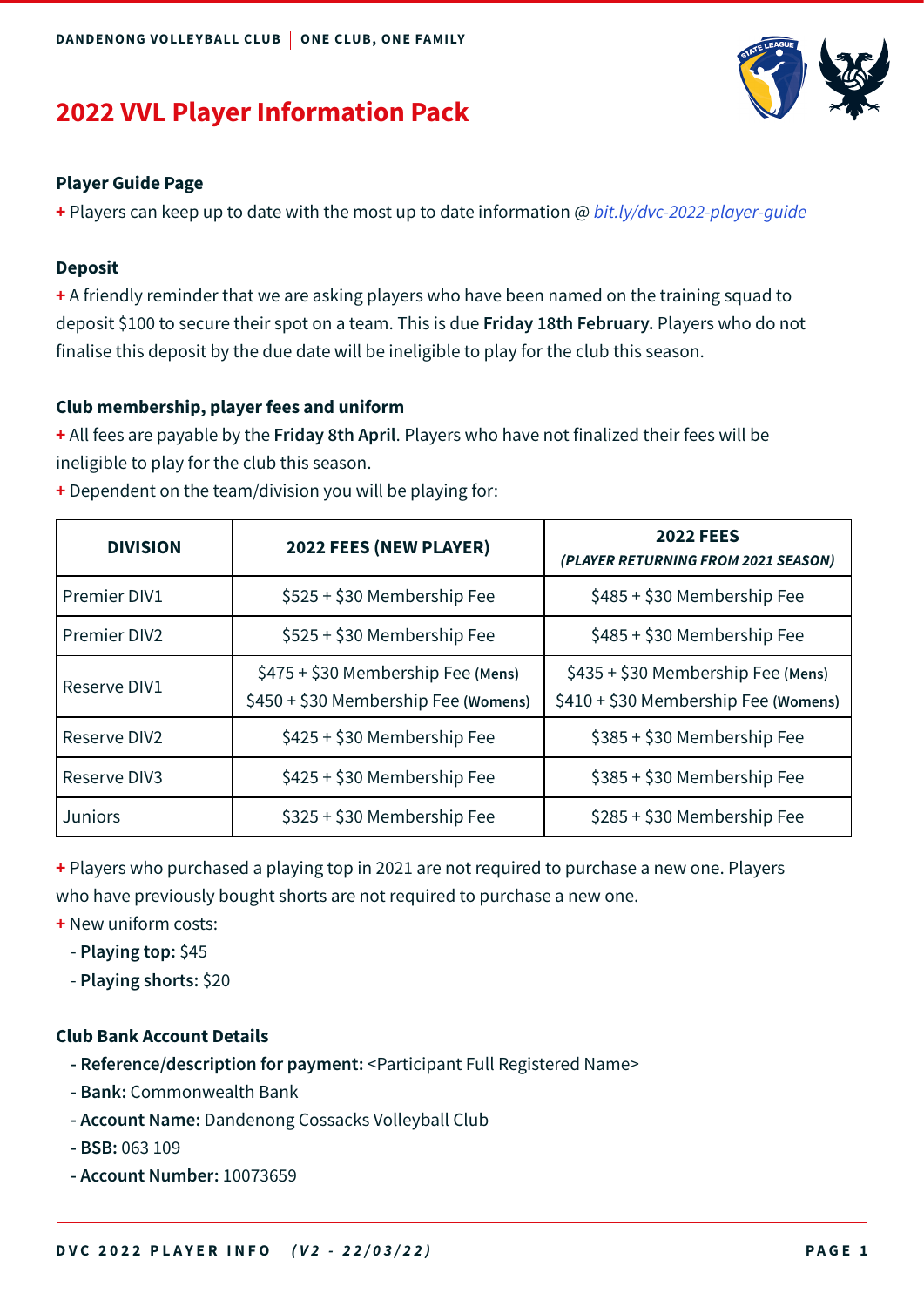DANDENONG VOLLEYBALL CLUB | ONE CLUB, ONE FAMILY

# 2022 VVL Player Information Pack

**Player Guide Page**

+ Players can keep up to date with the most up to date information @ *bit.ly/dvc-2022-player-guide*

**Deposit**

+ A friendly reminder that we are asking players who have been named on the training squad to deposit $100 to secure their spot on a team. This is due **Friday 18th February.** Players who do not finalise this deposit by the due date will be ineligible to play for the club this season.

**Club membership, player fees and uniform**

+ All fees are payable by the **Friday 8th April**. Players who have not finalized their fees will be ineligible to play for the club this season.
+ Dependent on the team/division you will be playing for:

| DIVISION | 2022 FEES (NEW PLAYER) | 2022 FEES *(PLAYER RETURNING FROM 2021 SEASON)* |
|---|---|---|
| Premier DIV1 | $525 + $30 Membership Fee | $485 + $30 Membership Fee |
| Premier DIV2 | $525 + $30 Membership Fee | $485 + $30 Membership Fee |
| Reserve DIV1 | $475 + $30 Membership Fee **(Mens)**<br>$450 + $30 Membership Fee **(Womens)** | $435 + $30 Membership Fee **(Mens)**<br>$410 + $30 Membership Fee **(Womens)** |
| Reserve DIV2 | $425 + $30 Membership Fee | $385 + $30 Membership Fee |
| Reserve DIV3 | $425 + $30 Membership Fee | $385 + $30 Membership Fee |
| Juniors | $325 + $30 Membership Fee | $285 + $30 Membership Fee |

+ Players who purchased a playing top in 2021 are not required to purchase a new one. Players who have previously bought shorts are not required to purchase a new one.
+ New uniform costs:
  - **Playing top:** $45
  - **Playing shorts:** $20

**Club Bank Account Details**

- **Reference/description for payment:** <Participant Full Registered Name>
- **Bank:** Commonwealth Bank
- **Account Name:** Dandenong Cossacks Volleyball Club
- **BSB:** 063 109
- **Account Number:** 10073659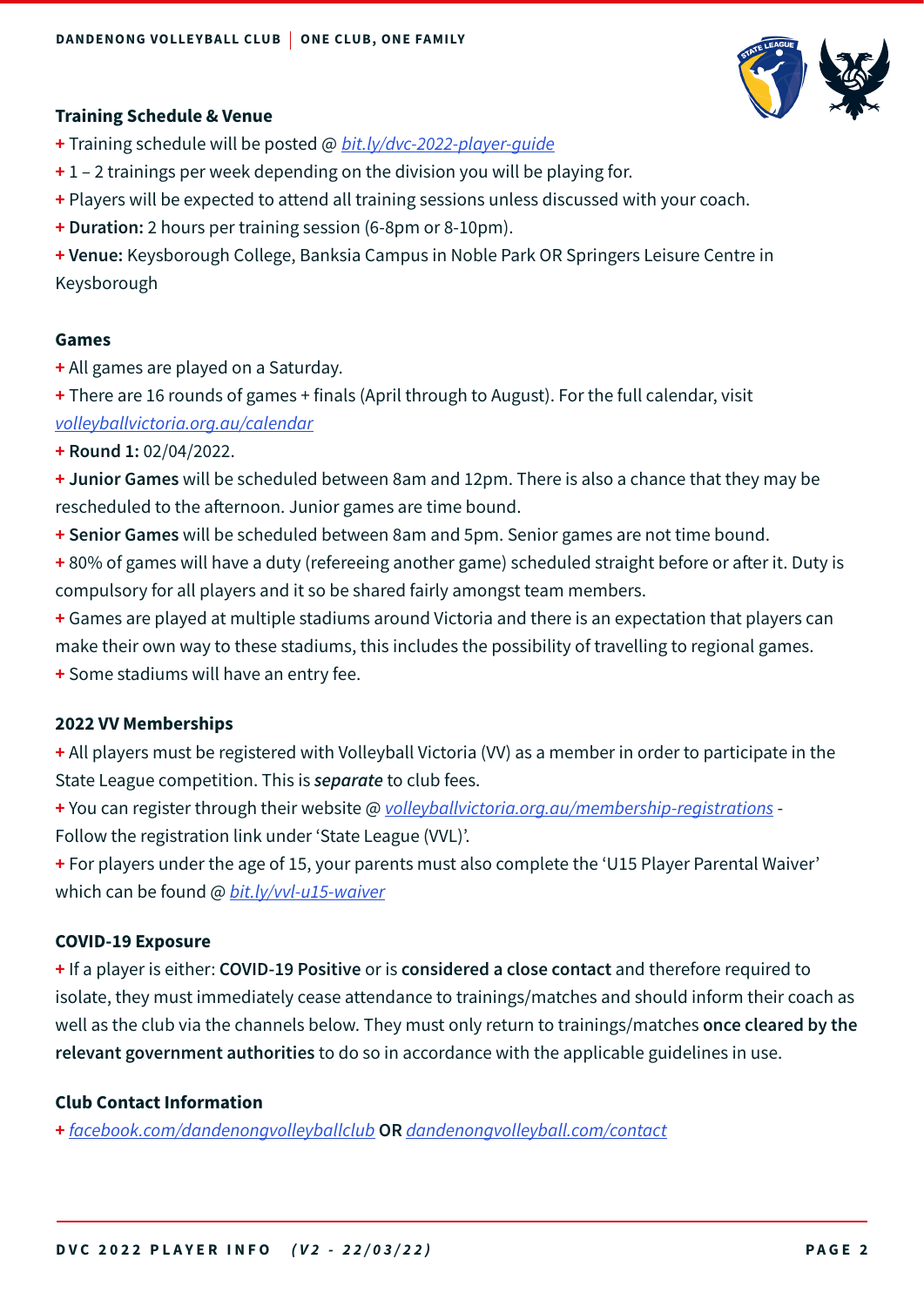### Training Schedule & Venue

+ Training schedule will be posted @ *bit.ly/dvc-2022-player-guide*
+ 1 – 2 trainings per week depending on the division you will be playing for.
+ Players will be expected to attend all training sessions unless discussed with your coach.
+ **Duration:** 2 hours per training session (6-8pm or 8-10pm).
+ **Venue:** Keysborough College, Banksia Campus in Noble Park OR Springers Leisure Centre in Keysborough

### Games

+ All games are played on a Saturday.
+ There are 16 rounds of games + finals (April through to August). For the full calendar, visit *volleyballvictoria.org.au/calendar*
+ **Round 1:** 02/04/2022.
+ **Junior Games** will be scheduled between 8am and 12pm. There is also a chance that they may be rescheduled to the afternoon. Junior games are time bound.
+ **Senior Games** will be scheduled between 8am and 5pm. Senior games are not time bound.
+ 80% of games will have a duty (refereeing another game) scheduled straight before or after it. Duty is compulsory for all players and it so be shared fairly amongst team members.
+ Games are played at multiple stadiums around Victoria and there is an expectation that players can make their own way to these stadiums, this includes the possibility of travelling to regional games.
+ Some stadiums will have an entry fee.

### 2022 VV Memberships

+ All players must be registered with Volleyball Victoria (VV) as a member in order to participate in the State League competition. This is ***separate*** to club fees.
+ You can register through their website @ *volleyballvictoria.org.au/membership-registrations* - Follow the registration link under 'State League (VVL)'.
+ For players under the age of 15, your parents must also complete the 'U15 Player Parental Waiver' which can be found @ *bit.ly/vvl-u15-waiver*

### COVID-19 Exposure

+ If a player is either: **COVID-19 Positive** or is **considered a close contact** and therefore required to isolate, they must immediately cease attendance to trainings/matches and should inform their coach as well as the club via the channels below. They must only return to trainings/matches **once cleared by the relevant government authorities** to do so in accordance with the applicable guidelines in use.

### Club Contact Information

+ *facebook.com/dandenongvolleyballclub* **OR** *dandenongvolleyball.com/contact*